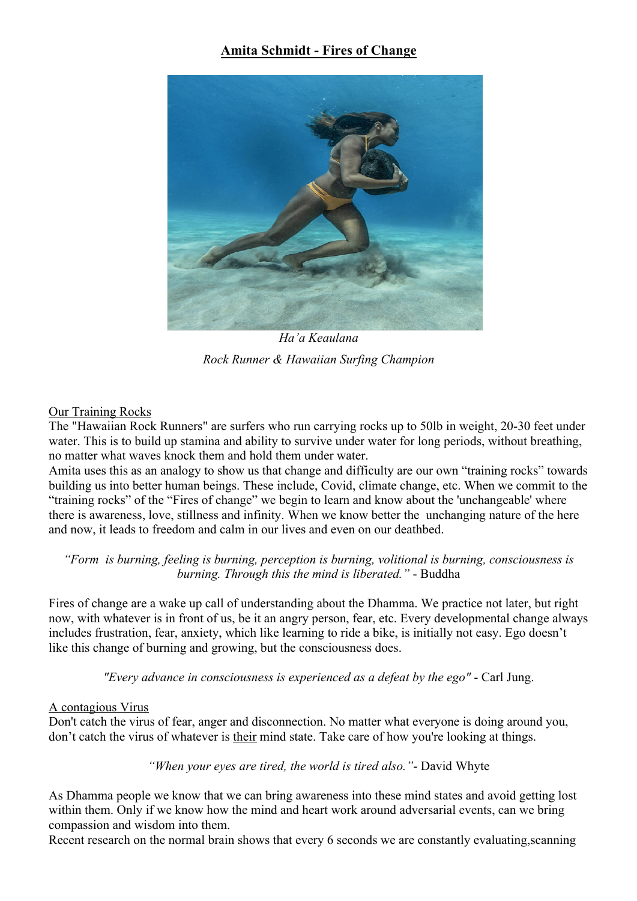# **Amita Schmidt - Fires of Change**

*Ha'a Keaulana*

*Rock Runner & Hawaiian Surfing Champion*

Our Training Rocks

The "Hawaiian Rock Runners" are surfers who run carrying rocks up to 50lb in weight, 20-30 feet under water. This is to build up stamina and ability to survive under water for long periods, without breathing, no matter what waves knock them and hold them under water.

Amita uses this as an analogy to show us that change and difficulty are our own "training rocks" towards building us into better human beings. These include, Covid, climate change, etc. When we commit to the "training rocks" of the "Fires of change" we begin to learn and know about the 'unchangeable' where there is awareness, love, stillness and infinity. When we know better the unchanging nature of the here and now, it leads to freedom and calm in our lives and even on our deathbed.

*"Form is burning, feeling is burning, perception is burning, volitional is burning, consciousness is burning. Through this the mind is liberated."* - Buddha

Fires of change are a wake up call of understanding about the Dhamma. We practice not later, but right now, with whatever is in front of us, be it an angry person, fear, etc. Every developmental change always includes frustration, fear, anxiety, which like learning to ride a bike, is initially not easy. Ego doesn't like this change of burning and growing, but the consciousness does.

*"Every advance in consciousness is experienced as a defeat by the ego"* - Carl Jung.

A contagious Virus

Don't catch the virus of fear, anger and disconnection. No matter what everyone is doing around you, don't catch the virus of whatever is their mind state. Take care of how you're looking at things.

*"When your eyes are tired, the world is tired also."*- David Whyte

As Dhamma people we know that we can bring awareness into these mind states and avoid getting lost within them. Only if we know how the mind and heart work around adversarial events, can we bring compassion and wisdom into them.

Recent research on the normal brain shows that every 6 seconds we are constantly evaluating,scanning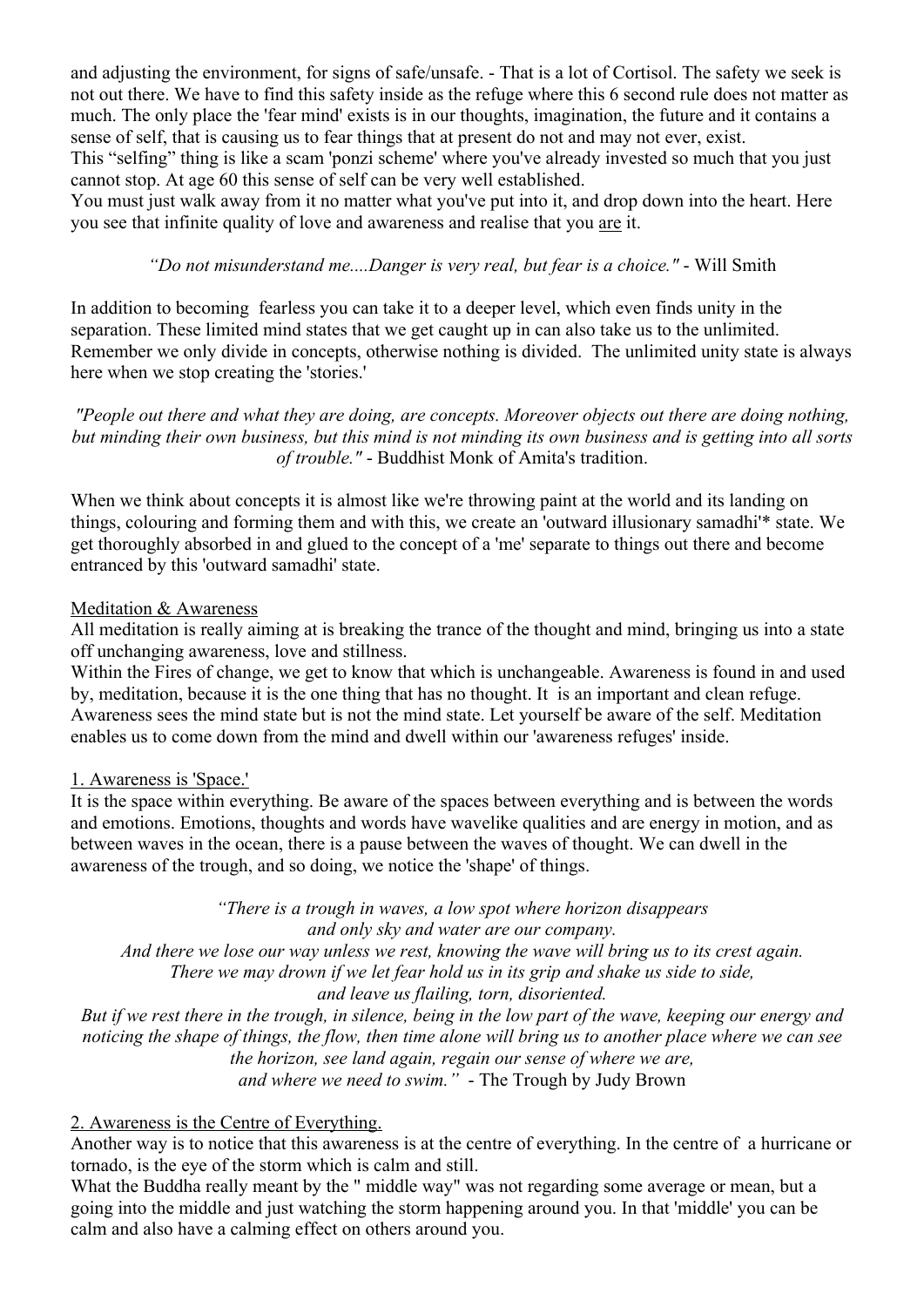and adjusting the environment, for signs of safe/unsafe. - That is a lot of Cortisol. The safety we seek is not out there. We have to find this safety inside as the refuge where this 6 second rule does not matter as much. The only place the 'fear mind' exists is in our thoughts, imagination, the future and it contains a sense of self, that is causing us to fear things that at present do not and may not ever, exist.
This "selfing" thing is like a scam 'ponzi scheme' where you've already invested so much that you just cannot stop. At age 60 this sense of self can be very well established.
You must just walk away from it no matter what you've put into it, and drop down into the heart. Here you see that infinite quality of love and awareness and realise that you <u>are</u> it.

*"Do not misunderstand me....Danger is very real, but fear is a choice."* - Will Smith

In addition to becoming fearless you can take it to a deeper level, which even finds unity in the separation. These limited mind states that we get caught up in can also take us to the unlimited. Remember we only divide in concepts, otherwise nothing is divided. The unlimited unity state is always here when we stop creating the 'stories.'

*"People out there and what they are doing, are concepts. Moreover objects out there are doing nothing, but minding their own business, but this mind is not minding its own business and is getting into all sorts of trouble."* - Buddhist Monk of Amita's tradition.

When we think about concepts it is almost like we're throwing paint at the world and its landing on things, colouring and forming them and with this, we create an 'outward illusionary samadhi'* state. We get thoroughly absorbed in and glued to the concept of a 'me' separate to things out there and become entranced by this 'outward samadhi' state.

<u>Meditation & Awareness</u>
All meditation is really aiming at is breaking the trance of the thought and mind, bringing us into a state off unchanging awareness, love and stillness.
Within the Fires of change, we get to know that which is unchangeable. Awareness is found in and used by, meditation, because it is the one thing that has no thought. It is an important and clean refuge. Awareness sees the mind state but is not the mind state. Let yourself be aware of the self. Meditation enables us to come down from the mind and dwell within our 'awareness refuges' inside.

<u>1. Awareness is 'Space.'</u>
It is the space within everything. Be aware of the spaces between everything and is between the words and emotions. Emotions, thoughts and words have wavelike qualities and are energy in motion, and as between waves in the ocean, there is a pause between the waves of thought. We can dwell in the awareness of the trough, and so doing, we notice the 'shape' of things.

*"There is a trough in waves, a low spot where horizon disappears*
*and only sky and water are our company.*
*And there we lose our way unless we rest, knowing the wave will bring us to its crest again.*
*There we may drown if we let fear hold us in its grip and shake us side to side,*
*and leave us flailing, torn, disoriented.*
*But if we rest there in the trough, in silence, being in the low part of the wave, keeping our energy and noticing the shape of things, the flow, then time alone will bring us to another place where we can see the horizon, see land again, regain our sense of where we are,*
*and where we need to swim."* - The Trough by Judy Brown

<u>2. Awareness is the Centre of Everything.</u>
Another way is to notice that this awareness is at the centre of everything. In the centre of a hurricane or tornado, is the eye of the storm which is calm and still.
What the Buddha really meant by the " middle way" was not regarding some average or mean, but a going into the middle and just watching the storm happening around you. In that 'middle' you can be calm and also have a calming effect on others around you.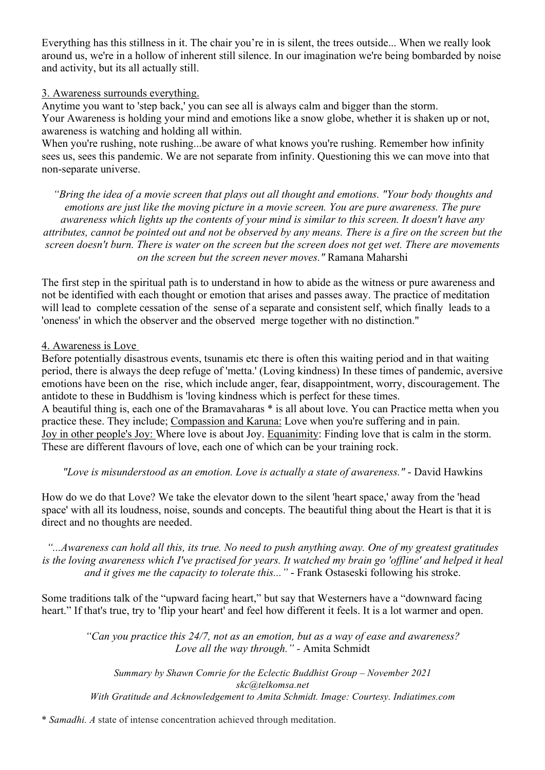Everything has this stillness in it. The chair you're in is silent, the trees outside... When we really look around us, we're in a hollow of inherent still silence. In our imagination we're being bombarded by noise and activity, but its all actually still.

<u>3. Awareness surrounds everything.</u>

Anytime you want to 'step back,' you can see all is always calm and bigger than the storm.
Your Awareness is holding your mind and emotions like a snow globe, whether it is shaken up or not, awareness is watching and holding all within.
When you're rushing, note rushing...be aware of what knows you're rushing. Remember how infinity sees us, sees this pandemic. We are not separate from infinity. Questioning this we can move into that non-separate universe.

> *"Bring the idea of a movie screen that plays out all thought and emotions. "Your body thoughts and emotions are just like the moving picture in a movie screen. You are pure awareness. The pure awareness which lights up the contents of your mind is similar to this screen. It doesn't have any attributes, cannot be pointed out and not be observed by any means. There is a fire on the screen but the screen doesn't burn. There is water on the screen but the screen does not get wet. There are movements on the screen but the screen never moves."* Ramana Maharshi

The first step in the spiritual path is to understand in how to abide as the witness or pure awareness and not be identified with each thought or emotion that arises and passes away. The practice of meditation will lead to complete cessation of the sense of a separate and consistent self, which finally leads to a 'oneness' in which the observer and the observed merge together with no distinction."

<u>4. Awareness is Love</u>

Before potentially disastrous events, tsunamis etc there is often this waiting period and in that waiting period, there is always the deep refuge of 'metta.' (Loving kindness) In these times of pandemic, aversive emotions have been on the rise, which include anger, fear, disappointment, worry, discouragement. The antidote to these in Buddhism is 'loving kindness which is perfect for these times.
A beautiful thing is, each one of the Bramavaharas * is all about love. You can Practice metta when you practice these. They include; <u>Compassion and Karuna:</u> Love when you're suffering and in pain. <u>Joy in other people's Joy:</u> Where love is about Joy. <u>Equanimity</u>: Finding love that is calm in the storm. These are different flavours of love, each one of which can be your training rock.

> *"Love is misunderstood as an emotion. Love is actually a state of awareness."* - David Hawkins

How do we do that Love? We take the elevator down to the silent 'heart space,' away from the 'head space' with all its loudness, noise, sounds and concepts. The beautiful thing about the Heart is that it is direct and no thoughts are needed.

> *"...Awareness can hold all this, its true. No need to push anything away. One of my greatest gratitudes is the loving awareness which I've practised for years. It watched my brain go 'offline' and helped it heal and it gives me the capacity to tolerate this..."* - Frank Ostaseski following his stroke.

Some traditions talk of the "upward facing heart," but say that Westerners have a "downward facing heart." If that's true, try to 'flip your heart' and feel how different it feels. It is a lot warmer and open.

> *"Can you practice this 24/7, not as an emotion, but as a way of ease and awareness? Love all the way through."* - Amita Schmidt

*Summary by Shawn Comrie for the Eclectic Buddhist Group – November 2021*
*skc@telkomsa.net*
*With Gratitude and Acknowledgement to Amita Schmidt. Image: Courtesy. Indiatimes.com*

\* *Samadhi. A* state of intense concentration achieved through meditation.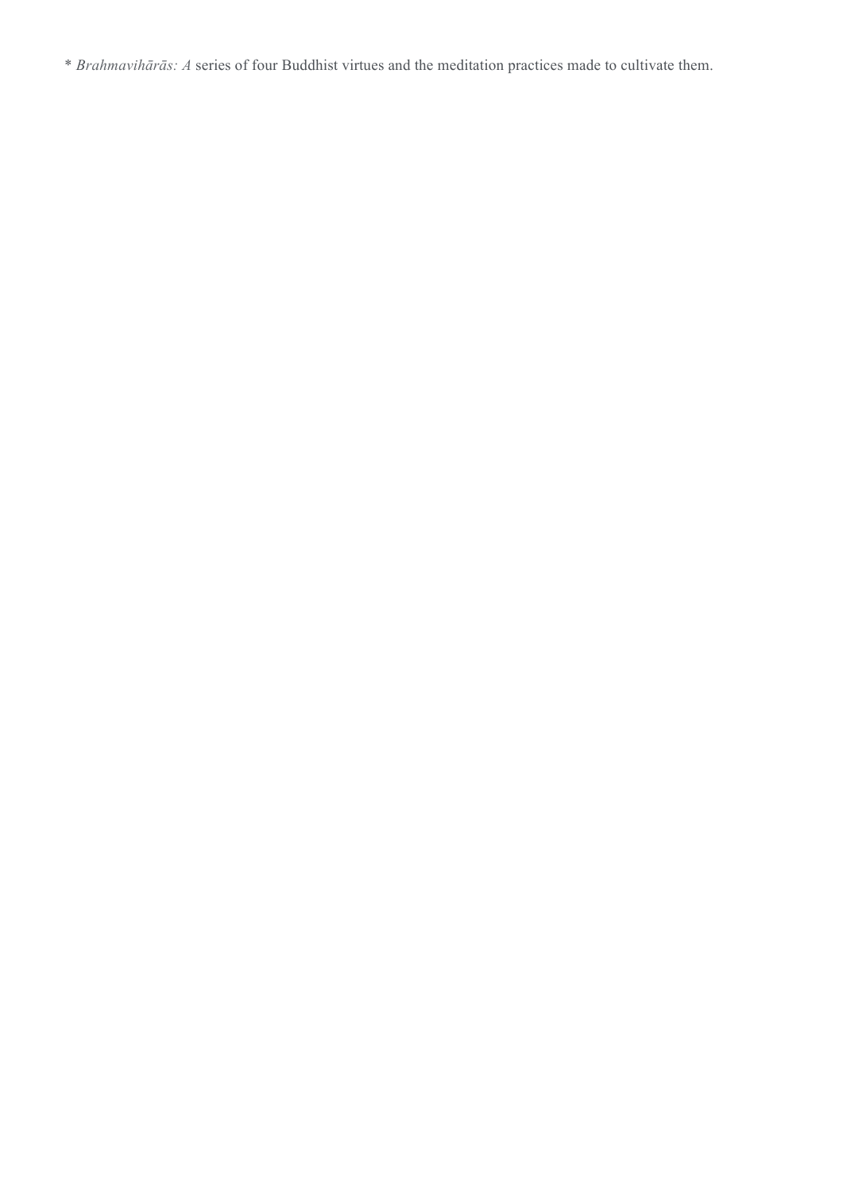* *Brahmavihārās: A* series of four Buddhist virtues and the meditation practices made to cultivate them.